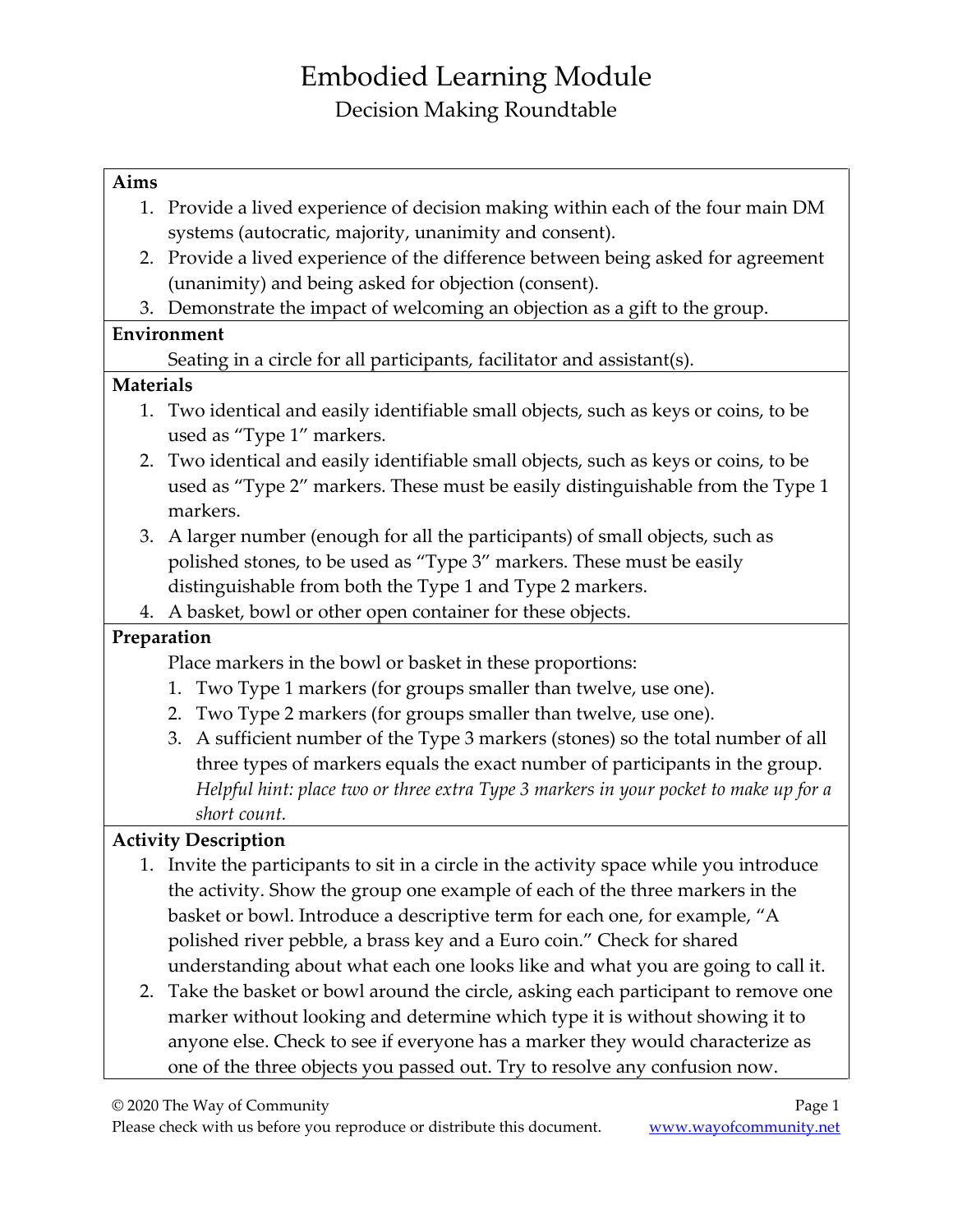# Embodied Learning Module

## Decision Making Roundtable

### Aims

1. Provide a lived experience of decision making within each of the four main DM systems (autocratic, majority, unanimity and consent).
2. Provide a lived experience of the difference between being asked for agreement (unanimity) and being asked for objection (consent).
3. Demonstrate the impact of welcoming an objection as a gift to the group.

### Environment

Seating in a circle for all participants, facilitator and assistant(s).

### Materials

1. Two identical and easily identifiable small objects, such as keys or coins, to be used as "Type 1" markers.
2. Two identical and easily identifiable small objects, such as keys or coins, to be used as "Type 2" markers. These must be easily distinguishable from the Type 1 markers.
3. A larger number (enough for all the participants) of small objects, such as polished stones, to be used as "Type 3" markers. These must be easily distinguishable from both the Type 1 and Type 2 markers.
4. A basket, bowl or other open container for these objects.

### Preparation

Place markers in the bowl or basket in these proportions:

1. Two Type 1 markers (for groups smaller than twelve, use one).
2. Two Type 2 markers (for groups smaller than twelve, use one).
3. A sufficient number of the Type 3 markers (stones) so the total number of all three types of markers equals the exact number of participants in the group. *Helpful hint: place two or three extra Type 3 markers in your pocket to make up for a short count.*

### Activity Description

1. Invite the participants to sit in a circle in the activity space while you introduce the activity. Show the group one example of each of the three markers in the basket or bowl. Introduce a descriptive term for each one, for example, "A polished river pebble, a brass key and a Euro coin." Check for shared understanding about what each one looks like and what you are going to call it.
2. Take the basket or bowl around the circle, asking each participant to remove one marker without looking and determine which type it is without showing it to anyone else. Check to see if everyone has a marker they would characterize as one of the three objects you passed out. Try to resolve any confusion now.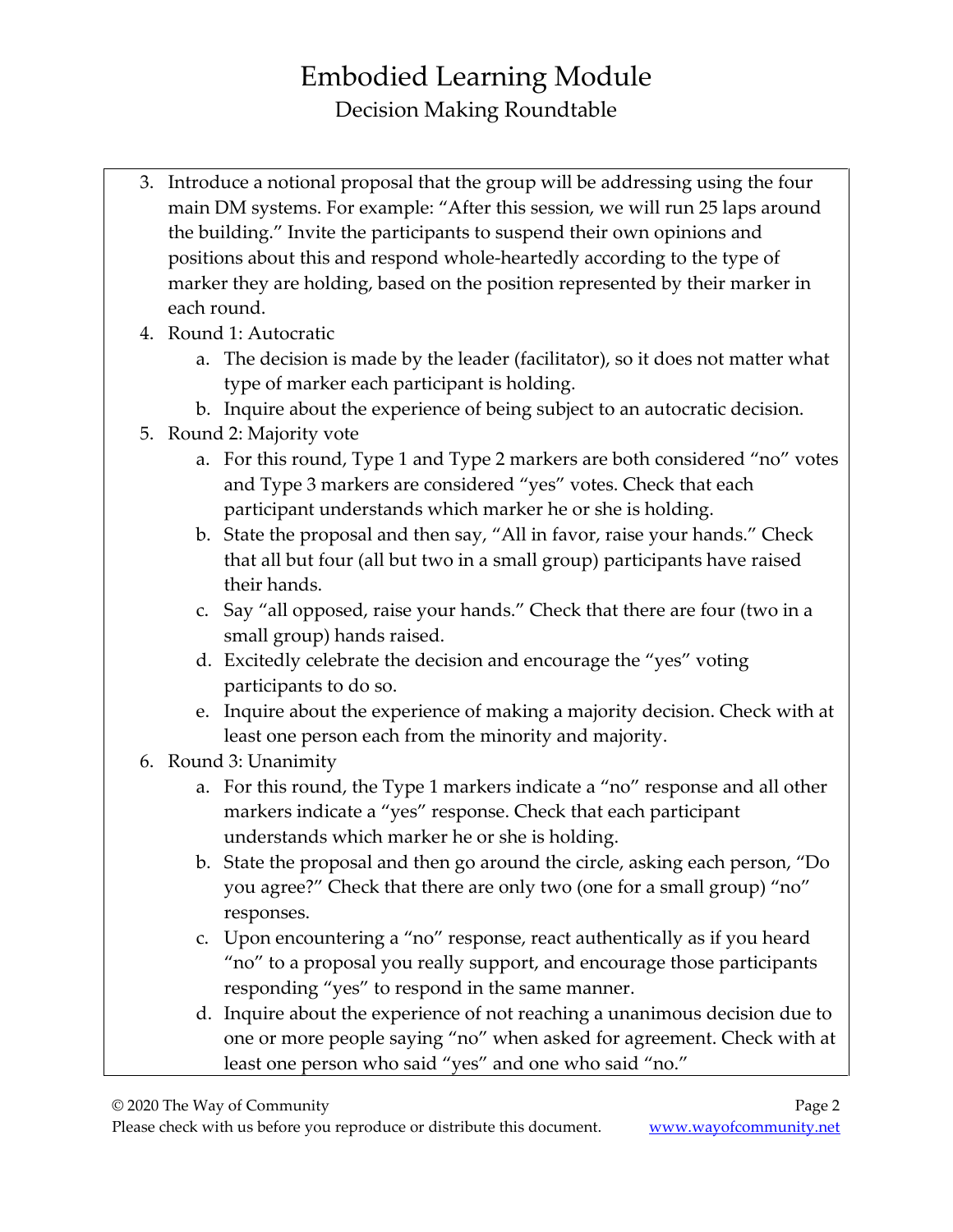3. Introduce a notional proposal that the group will be addressing using the four main DM systems. For example: "After this session, we will run 25 laps around the building." Invite the participants to suspend their own opinions and positions about this and respond whole-heartedly according to the type of marker they are holding, based on the position represented by their marker in each round.
4. Round 1: Autocratic
    a. The decision is made by the leader (facilitator), so it does not matter what type of marker each participant is holding.
    b. Inquire about the experience of being subject to an autocratic decision.
5. Round 2: Majority vote
    a. For this round, Type 1 and Type 2 markers are both considered "no" votes and Type 3 markers are considered "yes" votes. Check that each participant understands which marker he or she is holding.
    b. State the proposal and then say, "All in favor, raise your hands." Check that all but four (all but two in a small group) participants have raised their hands.
    c. Say "all opposed, raise your hands." Check that there are four (two in a small group) hands raised.
    d. Excitedly celebrate the decision and encourage the "yes" voting participants to do so.
    e. Inquire about the experience of making a majority decision. Check with at least one person each from the minority and majority.
6. Round 3: Unanimity
    a. For this round, the Type 1 markers indicate a "no" response and all other markers indicate a "yes" response. Check that each participant understands which marker he or she is holding.
    b. State the proposal and then go around the circle, asking each person, "Do you agree?" Check that there are only two (one for a small group) "no" responses.
    c. Upon encountering a "no" response, react authentically as if you heard "no" to a proposal you really support, and encourage those participants responding "yes" to respond in the same manner.
    d. Inquire about the experience of not reaching a unanimous decision due to one or more people saying "no" when asked for agreement. Check with at least one person who said "yes" and one who said "no."

© 2020 The Way of Community
Please check with us before you reproduce or distribute this document. www.wayofcommunity.net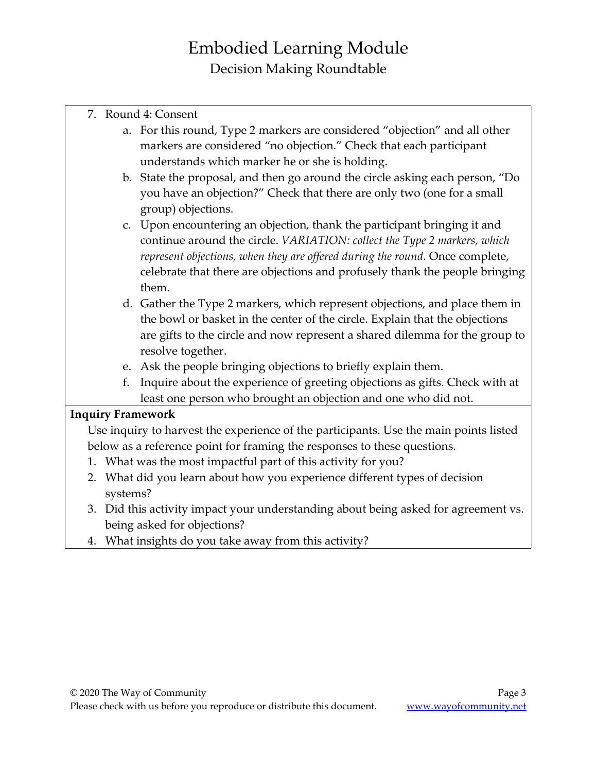7. Round 4: Consent
    a. For this round, Type 2 markers are considered "objection" and all other markers are considered "no objection." Check that each participant understands which marker he or she is holding.
    b. State the proposal, and then go around the circle asking each person, "Do you have an objection?" Check that there are only two (one for a small group) objections.
    c. Upon encountering an objection, thank the participant bringing it and continue around the circle. *VARIATION: collect the Type 2 markers, which represent objections, when they are offered during the round.* Once complete, celebrate that there are objections and profusely thank the people bringing them.
    d. Gather the Type 2 markers, which represent objections, and place them in the bowl or basket in the center of the circle. Explain that the objections are gifts to the circle and now represent a shared dilemma for the group to resolve together.
    e. Ask the people bringing objections to briefly explain them.
    f. Inquire about the experience of greeting objections as gifts. Check with at least one person who brought an objection and one who did not.

**Inquiry Framework**

Use inquiry to harvest the experience of the participants. Use the main points listed below as a reference point for framing the responses to these questions.

1. What was the most impactful part of this activity for you?
2. What did you learn about how you experience different types of decision systems?
3. Did this activity impact your understanding about being asked for agreement vs. being asked for objections?
4. What insights do you take away from this activity?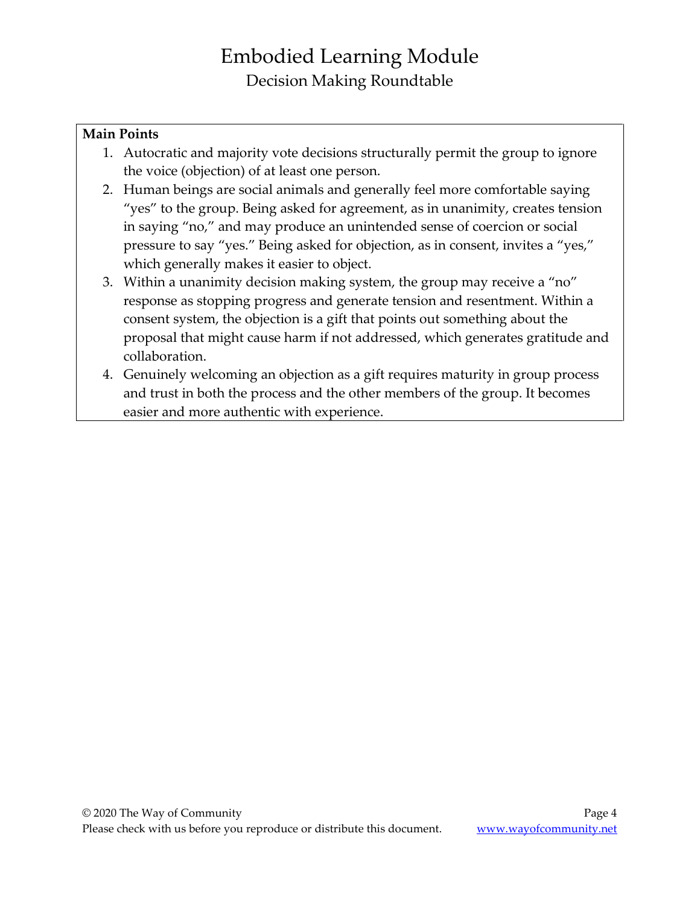# Embodied Learning Module

## Decision Making Roundtable

**Main Points**

1. Autocratic and majority vote decisions structurally permit the group to ignore the voice (objection) of at least one person.
2. Human beings are social animals and generally feel more comfortable saying "yes" to the group. Being asked for agreement, as in unanimity, creates tension in saying "no," and may produce an unintended sense of coercion or social pressure to say "yes." Being asked for objection, as in consent, invites a "yes," which generally makes it easier to object.
3. Within a unanimity decision making system, the group may receive a "no" response as stopping progress and generate tension and resentment. Within a consent system, the objection is a gift that points out something about the proposal that might cause harm if not addressed, which generates gratitude and collaboration.
4. Genuinely welcoming an objection as a gift requires maturity in group process and trust in both the process and the other members of the group. It becomes easier and more authentic with experience.

© 2020 The Way of Community
Please check with us before you reproduce or distribute this document. www.wayofcommunity.net